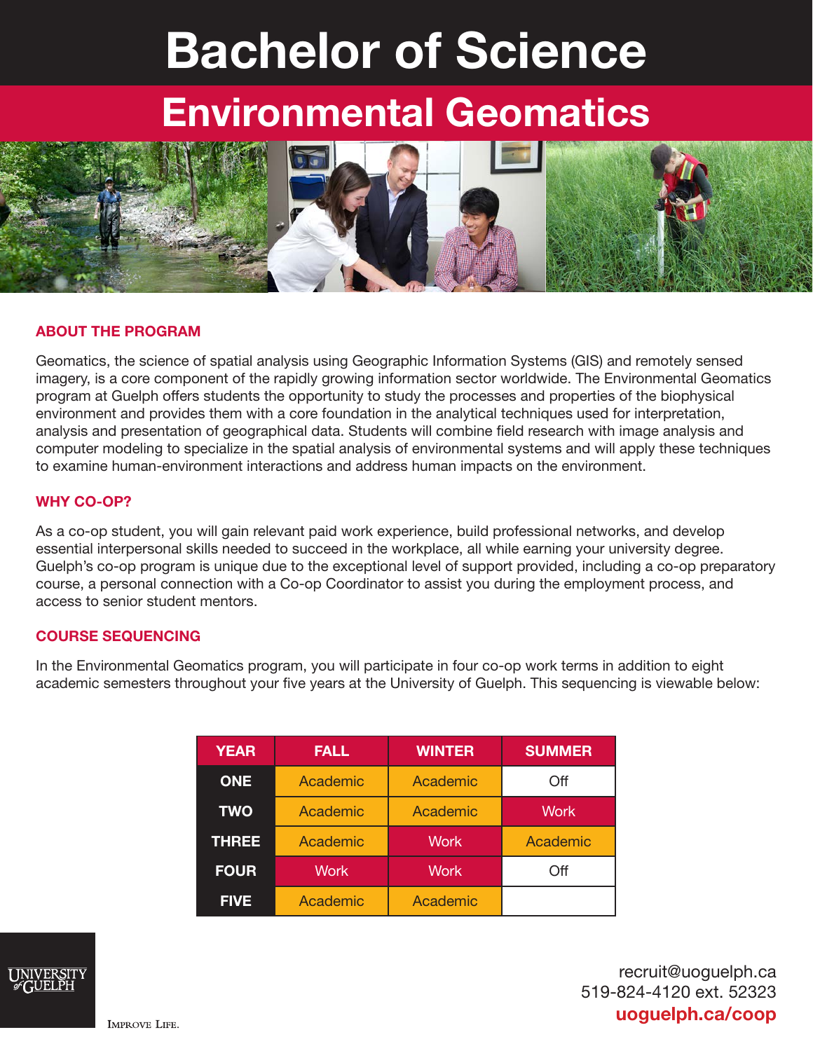# Bachelor of Science

## Environmental Geomatics

### ABOUT THE PROGRAM

Geomatics, the science of spatial analysis using Geographic Information Systems (GIS) and remotely sensed imagery, is a core component of the rapidly growing information sector worldwide. The Environmental Geomatics program at Guelph offers students the opportunity to study the processes and properties of the biophysical environment and provides them with a core foundation in the analytical techniques used for interpretation, analysis and presentation of geographical data. Students will combine field research with image analysis and computer modeling to specialize in the spatial analysis of environmental systems and will apply these techniques to examine human-environment interactions and address human impacts on the environment.

### WHY CO-OP?

As a co-op student, you will gain relevant paid work experience, build professional networks, and develop essential interpersonal skills needed to succeed in the workplace, all while earning your university degree. Guelph's co-op program is unique due to the exceptional level of support provided, including a co-op preparatory course, a personal connection with a Co-op Coordinator to assist you during the employment process, and access to senior student mentors.

### COURSE SEQUENCING

In the Environmental Geomatics program, you will participate in four co-op work terms in addition to eight academic semesters throughout your five years at the University of Guelph. This sequencing is viewable below:

| YEAR | FALL | WINTER | SUMMER |
|---|---|---|---|
| ONE | Academic | Academic | Off |
| TWO | Academic | Academic | Work |
| THREE | Academic | Work | Academic |
| FOUR | Work | Work | Off |
| FIVE | Academic | Academic | |

UNIVERSITY of GUELPH

IMPROVE LIFE.

recruit@uoguelph.ca
519-824-4120 ext. 52323
**uoguelph.ca/coop**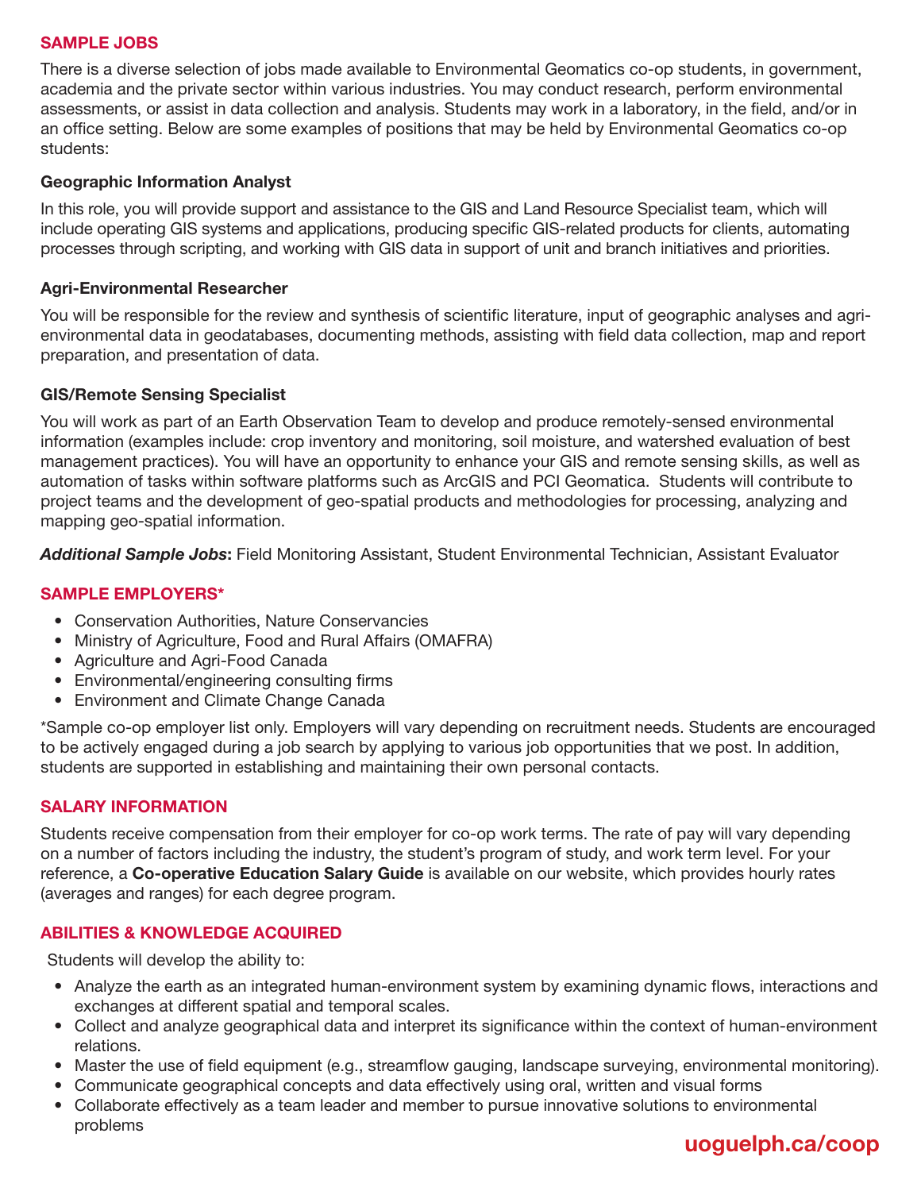## SAMPLE JOBS

There is a diverse selection of jobs made available to Environmental Geomatics co-op students, in government, academia and the private sector within various industries. You may conduct research, perform environmental assessments, or assist in data collection and analysis. Students may work in a laboratory, in the field, and/or in an office setting. Below are some examples of positions that may be held by Environmental Geomatics co-op students:

### Geographic Information Analyst

In this role, you will provide support and assistance to the GIS and Land Resource Specialist team, which will include operating GIS systems and applications, producing specific GIS-related products for clients, automating processes through scripting, and working with GIS data in support of unit and branch initiatives and priorities.

### Agri-Environmental Researcher

You will be responsible for the review and synthesis of scientific literature, input of geographic analyses and agri-environmental data in geodatabases, documenting methods, assisting with field data collection, map and report preparation, and presentation of data.

### GIS/Remote Sensing Specialist

You will work as part of an Earth Observation Team to develop and produce remotely-sensed environmental information (examples include: crop inventory and monitoring, soil moisture, and watershed evaluation of best management practices). You will have an opportunity to enhance your GIS and remote sensing skills, as well as automation of tasks within software platforms such as ArcGIS and PCI Geomatica. Students will contribute to project teams and the development of geo-spatial products and methodologies for processing, analyzing and mapping geo-spatial information.

***Additional Sample Jobs*:** Field Monitoring Assistant, Student Environmental Technician, Assistant Evaluator

## SAMPLE EMPLOYERS*

- Conservation Authorities, Nature Conservancies
- Ministry of Agriculture, Food and Rural Affairs (OMAFRA)
- Agriculture and Agri-Food Canada
- Environmental/engineering consulting firms
- Environment and Climate Change Canada

*Sample co-op employer list only. Employers will vary depending on recruitment needs. Students are encouraged to be actively engaged during a job search by applying to various job opportunities that we post. In addition, students are supported in establishing and maintaining their own personal contacts.

## SALARY INFORMATION

Students receive compensation from their employer for co-op work terms. The rate of pay will vary depending on a number of factors including the industry, the student's program of study, and work term level. For your reference, a **Co-operative Education Salary Guide** is available on our website, which provides hourly rates (averages and ranges) for each degree program.

## ABILITIES & KNOWLEDGE ACQUIRED

Students will develop the ability to:

- Analyze the earth as an integrated human-environment system by examining dynamic flows, interactions and exchanges at different spatial and temporal scales.
- Collect and analyze geographical data and interpret its significance within the context of human-environment relations.
- Master the use of field equipment (e.g., streamflow gauging, landscape surveying, environmental monitoring).
- Communicate geographical concepts and data effectively using oral, written and visual forms
- Collaborate effectively as a team leader and member to pursue innovative solutions to environmental problems

**uoguelph.ca/coop**